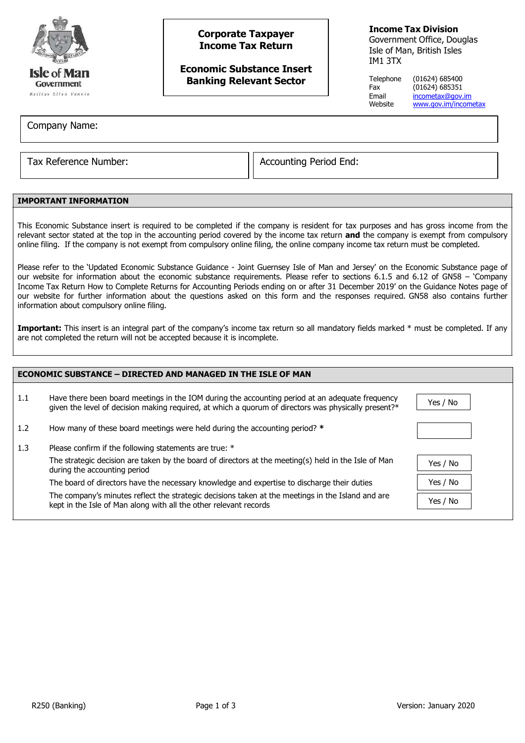Isle of Man Government

Reiltys Ellan Vannin

# Corporate Taxpayer Income Tax Return

## Economic Substance Insert Banking Relevant Sector

**Income Tax Division**
Government Office, Douglas
Isle of Man, British Isles
IM1 3TX

| | |
|---|---|
| Telephone | (01624) 685400 |
| Fax | (01624) 685351 |
| Email | incometax@gov.im |
| Website | www.gov.im/incometax |

Company Name:

Tax Reference Number:

Accounting Period End:

## IMPORTANT INFORMATION

This Economic Substance insert is required to be completed if the company is resident for tax purposes and has gross income from the relevant sector stated at the top in the accounting period covered by the income tax return **and** the company is exempt from compulsory online filing. If the company is not exempt from compulsory online filing, the online company income tax return must be completed.

Please refer to the 'Updated Economic Substance Guidance - Joint Guernsey Isle of Man and Jersey' on the Economic Substance page of our website for information about the economic substance requirements. Please refer to sections 6.1.5 and 6.12 of GN58 – 'Company Income Tax Return How to Complete Returns for Accounting Periods ending on or after 31 December 2019' on the Guidance Notes page of our website for further information about the questions asked on this form and the responses required. GN58 also contains further information about compulsory online filing.

**Important:** This insert is an integral part of the company's income tax return so all mandatory fields marked * must be completed. If any are not completed the return will not be accepted because it is incomplete.

## ECONOMIC SUBSTANCE – DIRECTED AND MANAGED IN THE ISLE OF MAN

| | | |
|---|---|---|
| 1.1 | Have there been board meetings in the IOM during the accounting period at an adequate frequency given the level of decision making required, at which a quorum of directors was physically present?* | Yes / No |
| 1.2 | How many of these board meetings were held during the accounting period? * | |
| 1.3 | Please confirm if the following statements are true: * | |
| | The strategic decision are taken by the board of directors at the meeting(s) held in the Isle of Man during the accounting period | Yes / No |
| | The board of directors have the necessary knowledge and expertise to discharge their duties | Yes / No |
| | The company's minutes reflect the strategic decisions taken at the meetings in the Island and are kept in the Isle of Man along with all the other relevant records | Yes / No |

R250 (Banking) Version: January 2020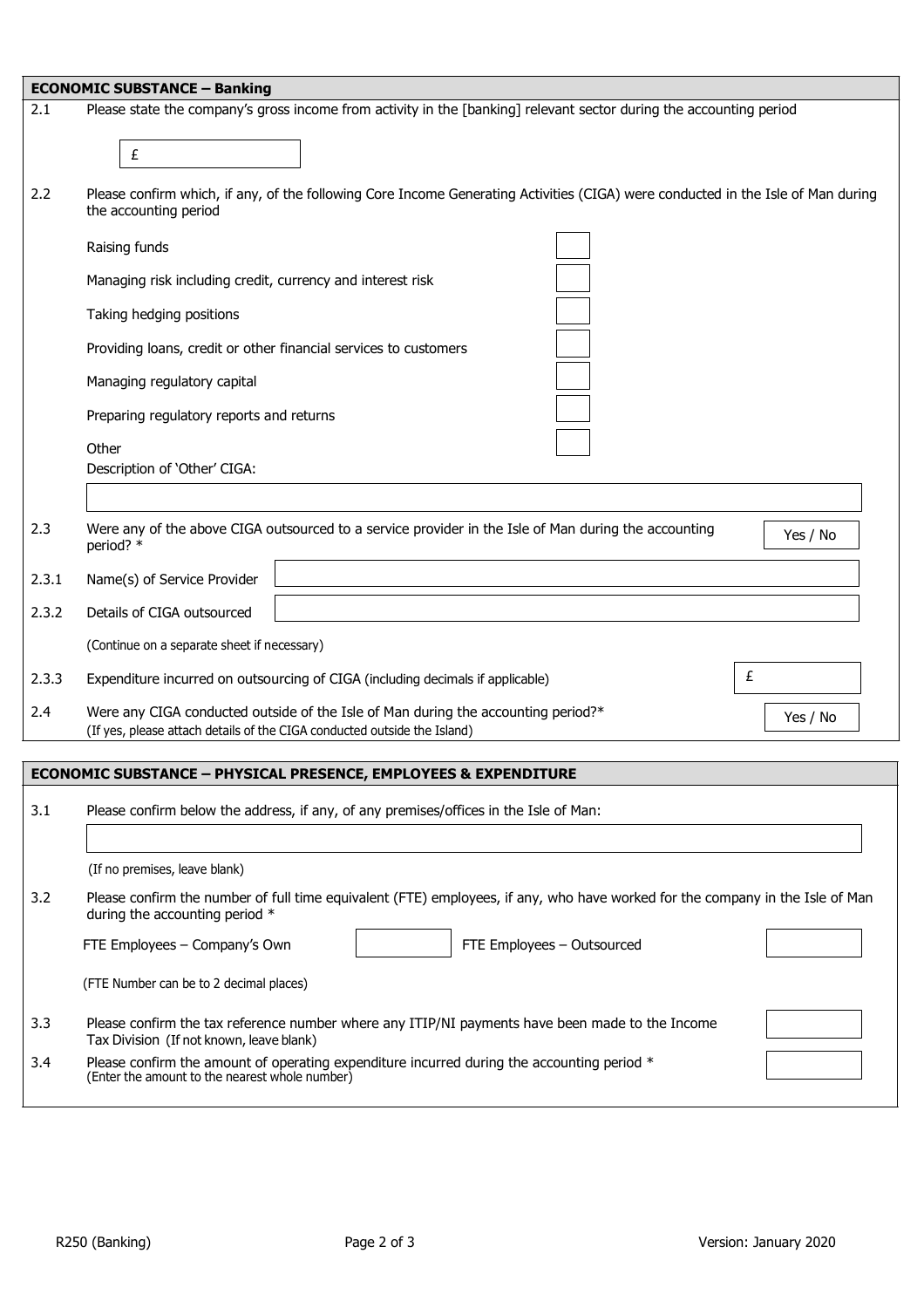## ECONOMIC SUBSTANCE – Banking

2.1 Please state the company's gross income from activity in the [banking] relevant sector during the accounting period

£

2.2 Please confirm which, if any, of the following Core Income Generating Activities (CIGA) were conducted in the Isle of Man during the accounting period

- Raising funds ☐
- Managing risk including credit, currency and interest risk ☐
- Taking hedging positions ☐
- Providing loans, credit or other financial services to customers ☐
- Managing regulatory capital ☐
- Preparing regulatory reports and returns ☐
- Other ☐

Description of 'Other' CIGA:

2.3 Were any of the above CIGA outsourced to a service provider in the Isle of Man during the accounting period? * Yes / No

2.3.1 Name(s) of Service Provider

2.3.2 Details of CIGA outsourced

(Continue on a separate sheet if necessary)

2.3.3 Expenditure incurred on outsourcing of CIGA (including decimals if applicable) £

2.4 Were any CIGA conducted outside of the Isle of Man during the accounting period?* Yes / No
(If yes, please attach details of the CIGA conducted outside the Island)

## ECONOMIC SUBSTANCE – PHYSICAL PRESENCE, EMPLOYEES & EXPENDITURE

3.1 Please confirm below the address, if any, of any premises/offices in the Isle of Man:

(If no premises, leave blank)

3.2 Please confirm the number of full time equivalent (FTE) employees, if any, who have worked for the company in the Isle of Man during the accounting period *

FTE Employees – Company's Own

FTE Employees – Outsourced

(FTE Number can be to 2 decimal places)

3.3 Please confirm the tax reference number where any ITIP/NI payments have been made to the Income Tax Division (If not known, leave blank)

3.4 Please confirm the amount of operating expenditure incurred during the accounting period *
(Enter the amount to the nearest whole number)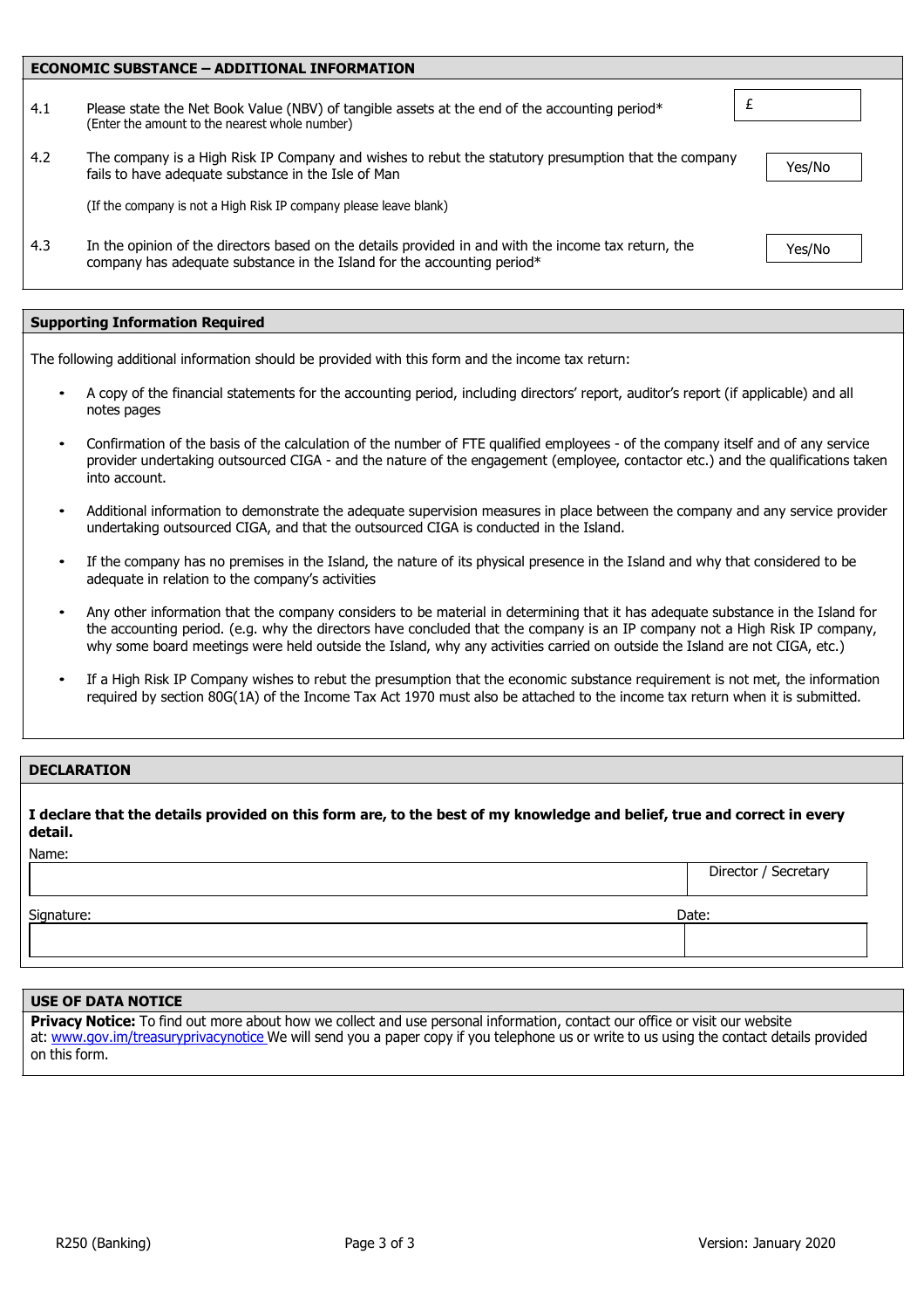## ECONOMIC SUBSTANCE – ADDITIONAL INFORMATION

| | | |
|---|---|---|
| 4.1 | Please state the Net Book Value (NBV) of tangible assets at the end of the accounting period* (Enter the amount to the nearest whole number) | £ |
| 4.2 | The company is a High Risk IP Company and wishes to rebut the statutory presumption that the company fails to have adequate substance in the Isle of Man (If the company is not a High Risk IP company please leave blank) | Yes/No |
| 4.3 | In the opinion of the directors based on the details provided in and with the income tax return, the company has adequate substance in the Island for the accounting period* | Yes/No |

## Supporting Information Required

The following additional information should be provided with this form and the income tax return:

- A copy of the financial statements for the accounting period, including directors' report, auditor's report (if applicable) and all notes pages
- Confirmation of the basis of the calculation of the number of FTE qualified employees - of the company itself and of any service provider undertaking outsourced CIGA - and the nature of the engagement (employee, contactor etc.) and the qualifications taken into account.
- Additional information to demonstrate the adequate supervision measures in place between the company and any service provider undertaking outsourced CIGA, and that the outsourced CIGA is conducted in the Island.
- If the company has no premises in the Island, the nature of its physical presence in the Island and why that considered to be adequate in relation to the company's activities
- Any other information that the company considers to be material in determining that it has adequate substance in the Island for the accounting period. (e.g. why the directors have concluded that the company is an IP company not a High Risk IP company, why some board meetings were held outside the Island, why any activities carried on outside the Island are not CIGA, etc.)
- If a High Risk IP Company wishes to rebut the presumption that the economic substance requirement is not met, the information required by section 80G(1A) of the Income Tax Act 1970 must also be attached to the income tax return when it is submitted.

## DECLARATION

**I declare that the details provided on this form are, to the best of my knowledge and belief, true and correct in every detail.**

Name:

| | |
|---|---|
| | Director / Secretary |

Signature: Date:

| | |
|---|---|
| | |

## USE OF DATA NOTICE

**Privacy Notice:** To find out more about how we collect and use personal information, contact our office or visit our website at: www.gov.im/treasuryprivacynotice We will send you a paper copy if you telephone us or write to us using the contact details provided on this form.

R250 (Banking) Version: January 2020